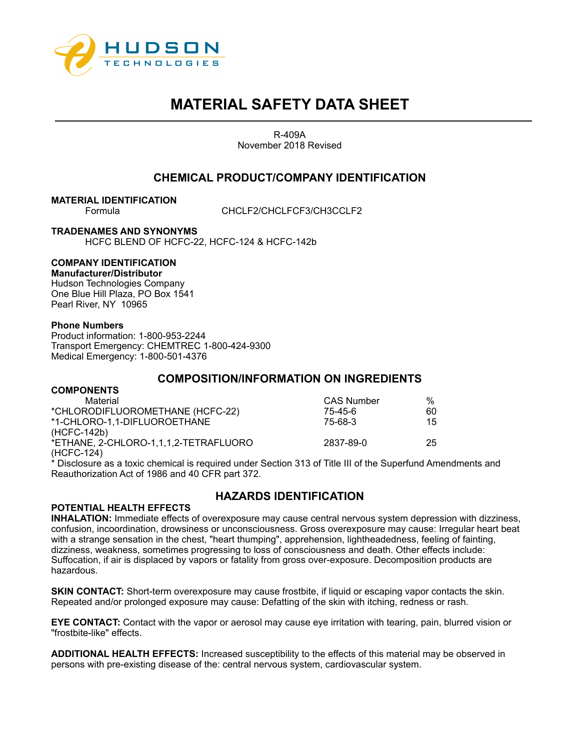# MATERIAL SAFETY DATA SHEET

R-409A
November 2018 Revised

## CHEMICAL PRODUCT/COMPANY IDENTIFICATION

**MATERIAL IDENTIFICATION**

Formula CHCLF2/CHCLFCF3/CH3CCLF2

**TRADENAMES AND SYNONYMS**

HCFC BLEND OF HCFC-22, HCFC-124 & HCFC-142b

**COMPANY IDENTIFICATION**

**Manufacturer/Distributor**

Hudson Technologies Company
One Blue Hill Plaza, PO Box 1541
Pearl River, NY 10965

**Phone Numbers**

Product information: 1-800-953-2244
Transport Emergency: CHEMTREC 1-800-424-9300
Medical Emergency: 1-800-501-4376

## COMPOSITION/INFORMATION ON INGREDIENTS

**COMPONENTS**

| Material | CAS Number | % |
|---|---|---|
| *CHLORODIFLUOROMETHANE (HCFC-22) | 75-45-6 | 60 |
| *1-CHLORO-1,1-DIFLUOROETHANE (HCFC-142b) | 75-68-3 | 15 |
| *ETHANE, 2-CHLORO-1,1,1,2-TETRAFLUORO (HCFC-124) | 2837-89-0 | 25 |

* Disclosure as a toxic chemical is required under Section 313 of Title III of the Superfund Amendments and Reauthorization Act of 1986 and 40 CFR part 372.

## HAZARDS IDENTIFICATION

**POTENTIAL HEALTH EFFECTS**

**INHALATION:** Immediate effects of overexposure may cause central nervous system depression with dizziness, confusion, incoordination, drowsiness or unconsciousness. Gross overexposure may cause: Irregular heart beat with a strange sensation in the chest, "heart thumping", apprehension, lightheadedness, feeling of fainting, dizziness, weakness, sometimes progressing to loss of consciousness and death. Other effects include: Suffocation, if air is displaced by vapors or fatality from gross over-exposure. Decomposition products are hazardous.

**SKIN CONTACT:** Short-term overexposure may cause frostbite, if liquid or escaping vapor contacts the skin. Repeated and/or prolonged exposure may cause: Defatting of the skin with itching, redness or rash.

**EYE CONTACT:** Contact with the vapor or aerosol may cause eye irritation with tearing, pain, blurred vision or "frostbite-like" effects.

**ADDITIONAL HEALTH EFFECTS:** Increased susceptibility to the effects of this material may be observed in persons with pre-existing disease of the: central nervous system, cardiovascular system.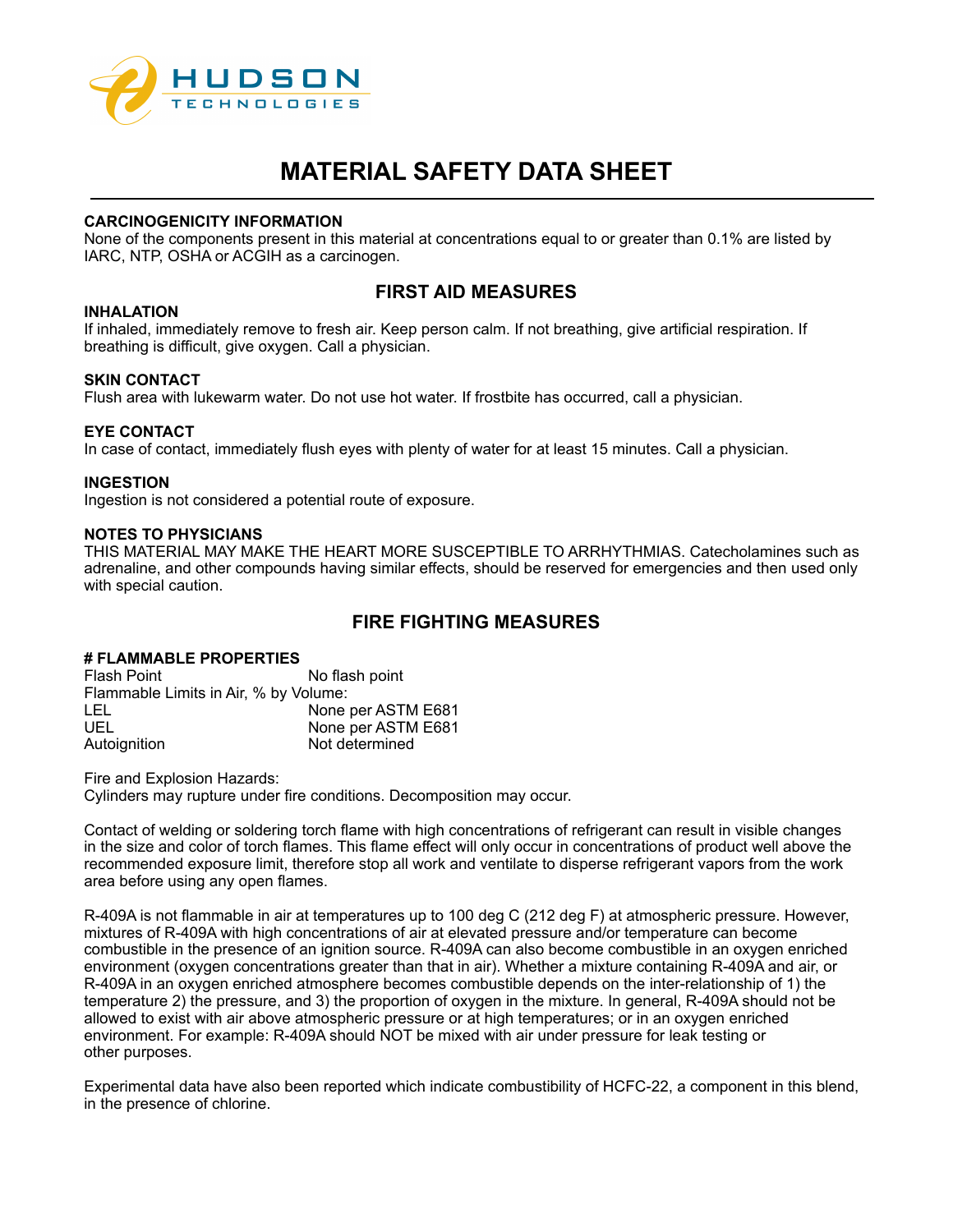# MATERIAL SAFETY DATA SHEET

### CARCINOGENICITY INFORMATION

None of the components present in this material at concentrations equal to or greater than 0.1% are listed by IARC, NTP, OSHA or ACGIH as a carcinogen.

## FIRST AID MEASURES

### INHALATION

If inhaled, immediately remove to fresh air. Keep person calm. If not breathing, give artificial respiration. If breathing is difficult, give oxygen. Call a physician.

### SKIN CONTACT

Flush area with lukewarm water. Do not use hot water. If frostbite has occurred, call a physician.

### EYE CONTACT

In case of contact, immediately flush eyes with plenty of water for at least 15 minutes. Call a physician.

### INGESTION

Ingestion is not considered a potential route of exposure.

### NOTES TO PHYSICIANS

THIS MATERIAL MAY MAKE THE HEART MORE SUSCEPTIBLE TO ARRHYTHMIAS. Catecholamines such as adrenaline, and other compounds having similar effects, should be reserved for emergencies and then used only with special caution.

## FIRE FIGHTING MEASURES

### # FLAMMABLE PROPERTIES

| | |
|---|---|
| Flash Point | No flash point |
| Flammable Limits in Air, % by Volume: | |
| LEL | None per ASTM E681 |
| UEL | None per ASTM E681 |
| Autoignition | Not determined |

Fire and Explosion Hazards:
Cylinders may rupture under fire conditions. Decomposition may occur.

Contact of welding or soldering torch flame with high concentrations of refrigerant can result in visible changes in the size and color of torch flames. This flame effect will only occur in concentrations of product well above the recommended exposure limit, therefore stop all work and ventilate to disperse refrigerant vapors from the work area before using any open flames.

R-409A is not flammable in air at temperatures up to 100 deg C (212 deg F) at atmospheric pressure. However, mixtures of R-409A with high concentrations of air at elevated pressure and/or temperature can become combustible in the presence of an ignition source. R-409A can also become combustible in an oxygen enriched environment (oxygen concentrations greater than that in air). Whether a mixture containing R-409A and air, or R-409A in an oxygen enriched atmosphere becomes combustible depends on the inter-relationship of 1) the temperature 2) the pressure, and 3) the proportion of oxygen in the mixture. In general, R-409A should not be allowed to exist with air above atmospheric pressure or at high temperatures; or in an oxygen enriched environment. For example: R-409A should NOT be mixed with air under pressure for leak testing or other purposes.

Experimental data have also been reported which indicate combustibility of HCFC-22, a component in this blend, in the presence of chlorine.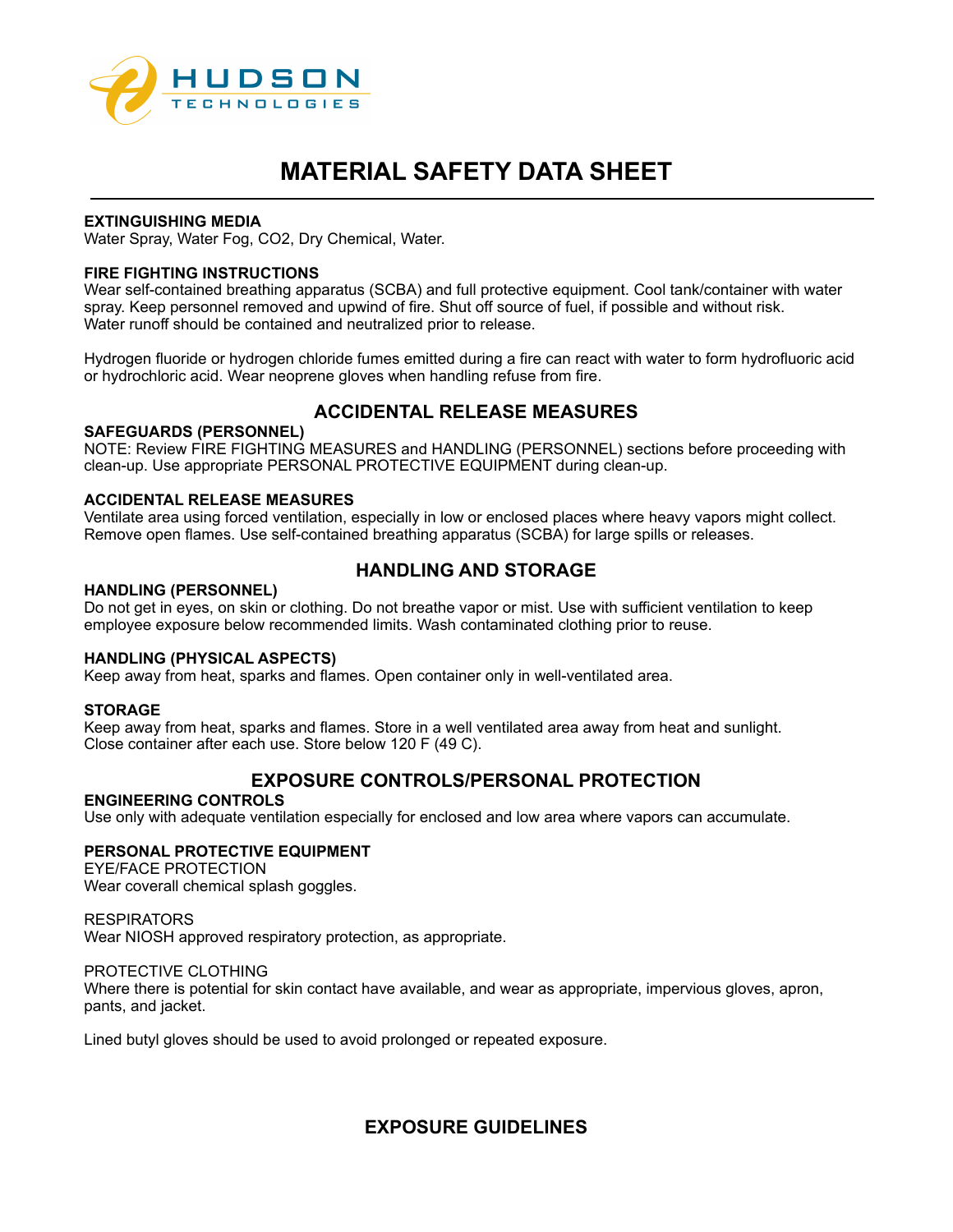# MATERIAL SAFETY DATA SHEET

**EXTINGUISHING MEDIA**
Water Spray, Water Fog, $CO_2$, Dry Chemical, Water.

**FIRE FIGHTING INSTRUCTIONS**
Wear self-contained breathing apparatus (SCBA) and full protective equipment. Cool tank/container with water spray. Keep personnel removed and upwind of fire. Shut off source of fuel, if possible and without risk. Water runoff should be contained and neutralized prior to release.

Hydrogen fluoride or hydrogen chloride fumes emitted during a fire can react with water to form hydrofluoric acid or hydrochloric acid. Wear neoprene gloves when handling refuse from fire.

## ACCIDENTAL RELEASE MEASURES

**SAFEGUARDS (PERSONNEL)**
NOTE: Review FIRE FIGHTING MEASURES and HANDLING (PERSONNEL) sections before proceeding with clean-up. Use appropriate PERSONAL PROTECTIVE EQUIPMENT during clean-up.

**ACCIDENTAL RELEASE MEASURES**
Ventilate area using forced ventilation, especially in low or enclosed places where heavy vapors might collect. Remove open flames. Use self-contained breathing apparatus (SCBA) for large spills or releases.

## HANDLING AND STORAGE

**HANDLING (PERSONNEL)**
Do not get in eyes, on skin or clothing. Do not breathe vapor or mist. Use with sufficient ventilation to keep employee exposure below recommended limits. Wash contaminated clothing prior to reuse.

**HANDLING (PHYSICAL ASPECTS)**
Keep away from heat, sparks and flames. Open container only in well-ventilated area.

**STORAGE**
Keep away from heat, sparks and flames. Store in a well ventilated area away from heat and sunlight. Close container after each use. Store below 120 F (49 C).

## EXPOSURE CONTROLS/PERSONAL PROTECTION

**ENGINEERING CONTROLS**
Use only with adequate ventilation especially for enclosed and low area where vapors can accumulate.

**PERSONAL PROTECTIVE EQUIPMENT**

EYE/FACE PROTECTION
Wear coverall chemical splash goggles.

RESPIRATORS
Wear NIOSH approved respiratory protection, as appropriate.

PROTECTIVE CLOTHING
Where there is potential for skin contact have available, and wear as appropriate, impervious gloves, apron, pants, and jacket.

Lined butyl gloves should be used to avoid prolonged or repeated exposure.

## EXPOSURE GUIDELINES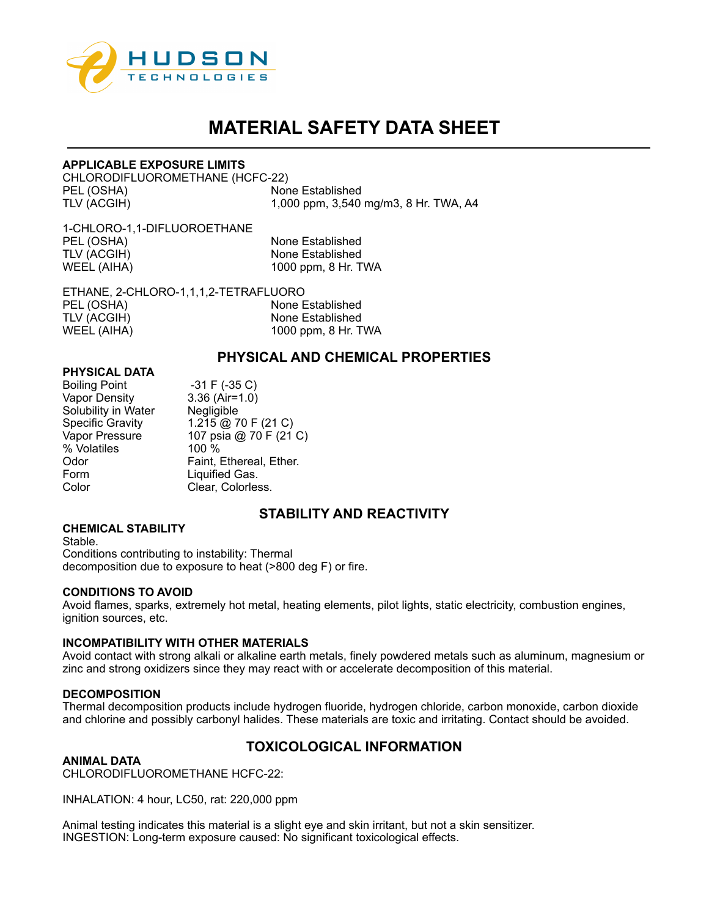# MATERIAL SAFETY DATA SHEET

**APPLICABLE EXPOSURE LIMITS**

CHLORODIFLUOROMETHANE (HCFC-22)

| | |
|---|---|
| PEL (OSHA) | None Established |
| TLV (ACGIH) | 1,000 ppm, 3,540 mg/m3, 8 Hr. TWA, A4 |

1-CHLORO-1,1-DIFLUOROETHANE

| | |
|---|---|
| PEL (OSHA) | None Established |
| TLV (ACGIH) | None Established |
| WEEL (AIHA) | 1000 ppm, 8 Hr. TWA |

ETHANE, 2-CHLORO-1,1,1,2-TETRAFLUORO

| | |
|---|---|
| PEL (OSHA) | None Established |
| TLV (ACGIH) | None Established |
| WEEL (AIHA) | 1000 ppm, 8 Hr. TWA |

## PHYSICAL AND CHEMICAL PROPERTIES

**PHYSICAL DATA**

| | |
|---|---|
| Boiling Point | -31 F (-35 C) |
| Vapor Density | 3.36 (Air=1.0) |
| Solubility in Water | Negligible |
| Specific Gravity | 1.215 @ 70 F (21 C) |
| Vapor Pressure | 107 psia @ 70 F (21 C) |
| % Volatiles | 100 % |
| Odor | Faint, Ethereal, Ether. |
| Form | Liquified Gas. |
| Color | Clear, Colorless. |

## STABILITY AND REACTIVITY

**CHEMICAL STABILITY**

Stable.
Conditions contributing to instability: Thermal decomposition due to exposure to heat (>800 deg F) or fire.

**CONDITIONS TO AVOID**

Avoid flames, sparks, extremely hot metal, heating elements, pilot lights, static electricity, combustion engines, ignition sources, etc.

**INCOMPATIBILITY WITH OTHER MATERIALS**

Avoid contact with strong alkali or alkaline earth metals, finely powdered metals such as aluminum, magnesium or zinc and strong oxidizers since they may react with or accelerate decomposition of this material.

**DECOMPOSITION**

Thermal decomposition products include hydrogen fluoride, hydrogen chloride, carbon monoxide, carbon dioxide and chlorine and possibly carbonyl halides. These materials are toxic and irritating. Contact should be avoided.

## TOXICOLOGICAL INFORMATION

**ANIMAL DATA**

CHLORODIFLUOROMETHANE HCFC-22:

INHALATION: 4 hour, LC50, rat: 220,000 ppm

Animal testing indicates this material is a slight eye and skin irritant, but not a skin sensitizer.
INGESTION: Long-term exposure caused: No significant toxicological effects.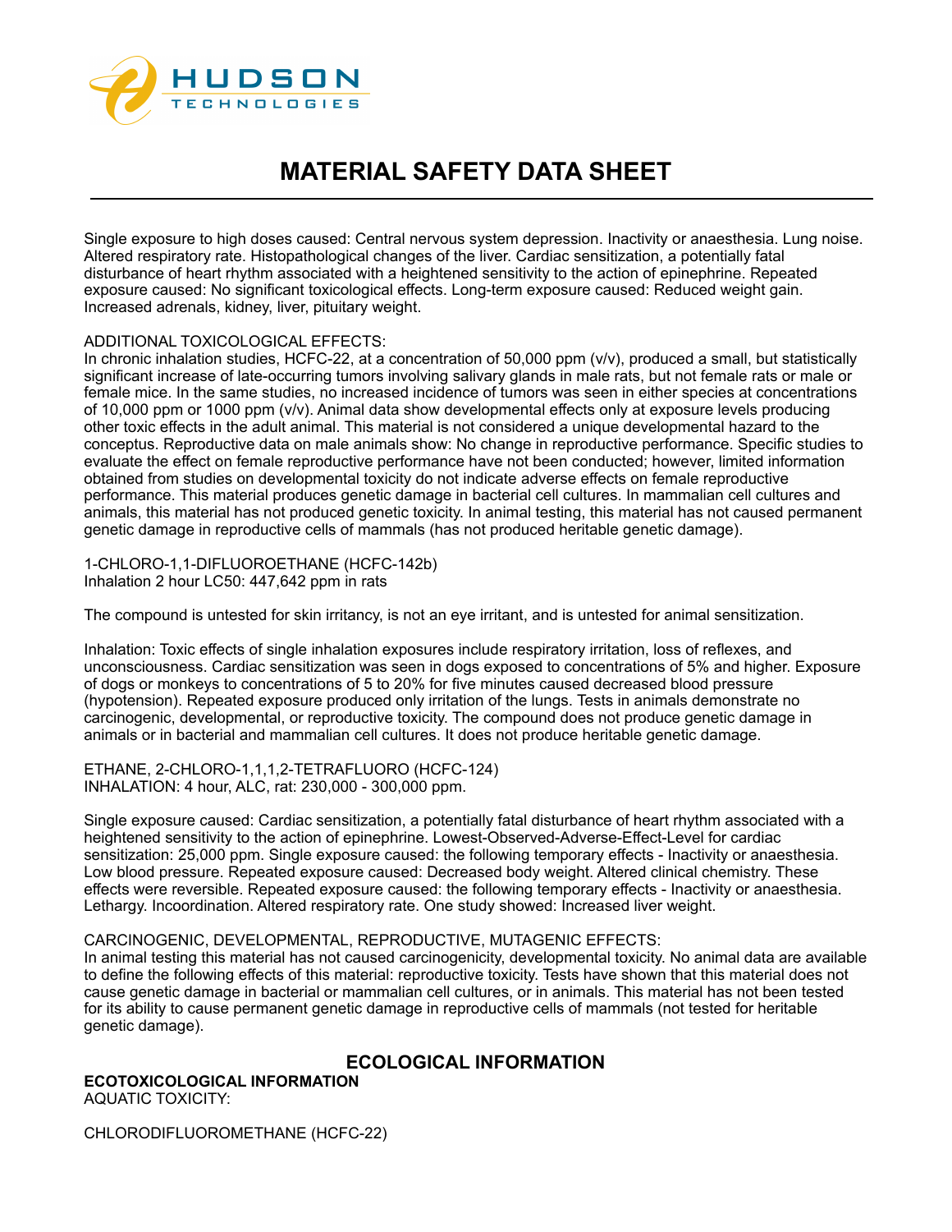Single exposure to high doses caused: Central nervous system depression. Inactivity or anaesthesia. Lung noise. Altered respiratory rate. Histopathological changes of the liver. Cardiac sensitization, a potentially fatal disturbance of heart rhythm associated with a heightened sensitivity to the action of epinephrine. Repeated exposure caused: No significant toxicological effects. Long-term exposure caused: Reduced weight gain. Increased adrenals, kidney, liver, pituitary weight.

ADDITIONAL TOXICOLOGICAL EFFECTS:
In chronic inhalation studies, HCFC-22, at a concentration of 50,000 ppm (v/v), produced a small, but statistically significant increase of late-occurring tumors involving salivary glands in male rats, but not female rats or male or female mice. In the same studies, no increased incidence of tumors was seen in either species at concentrations of 10,000 ppm or 1000 ppm (v/v). Animal data show developmental effects only at exposure levels producing other toxic effects in the adult animal. This material is not considered a unique developmental hazard to the conceptus. Reproductive data on male animals show: No change in reproductive performance. Specific studies to evaluate the effect on female reproductive performance have not been conducted; however, limited information obtained from studies on developmental toxicity do not indicate adverse effects on female reproductive performance. This material produces genetic damage in bacterial cell cultures. In mammalian cell cultures and animals, this material has not produced genetic toxicity. In animal testing, this material has not caused permanent genetic damage in reproductive cells of mammals (has not produced heritable genetic damage).

1-CHLORO-1,1-DIFLUOROETHANE (HCFC-142b)
Inhalation 2 hour LC50: 447,642 ppm in rats

The compound is untested for skin irritancy, is not an eye irritant, and is untested for animal sensitization.

Inhalation: Toxic effects of single inhalation exposures include respiratory irritation, loss of reflexes, and unconsciousness. Cardiac sensitization was seen in dogs exposed to concentrations of 5% and higher. Exposure of dogs or monkeys to concentrations of 5 to 20% for five minutes caused decreased blood pressure (hypotension). Repeated exposure produced only irritation of the lungs. Tests in animals demonstrate no carcinogenic, developmental, or reproductive toxicity. The compound does not produce genetic damage in animals or in bacterial and mammalian cell cultures. It does not produce heritable genetic damage.

ETHANE, 2-CHLORO-1,1,1,2-TETRAFLUORO (HCFC-124)
INHALATION: 4 hour, ALC, rat: 230,000 - 300,000 ppm.

Single exposure caused: Cardiac sensitization, a potentially fatal disturbance of heart rhythm associated with a heightened sensitivity to the action of epinephrine. Lowest-Observed-Adverse-Effect-Level for cardiac sensitization: 25,000 ppm. Single exposure caused: the following temporary effects - Inactivity or anaesthesia. Low blood pressure. Repeated exposure caused: Decreased body weight. Altered clinical chemistry. These effects were reversible. Repeated exposure caused: the following temporary effects - Inactivity or anaesthesia. Lethargy. Incoordination. Altered respiratory rate. One study showed: Increased liver weight.

CARCINOGENIC, DEVELOPMENTAL, REPRODUCTIVE, MUTAGENIC EFFECTS:
In animal testing this material has not caused carcinogenicity, developmental toxicity. No animal data are available to define the following effects of this material: reproductive toxicity. Tests have shown that this material does not cause genetic damage in bacterial or mammalian cell cultures, or in animals. This material has not been tested for its ability to cause permanent genetic damage in reproductive cells of mammals (not tested for heritable genetic damage).

## ECOLOGICAL INFORMATION

**ECOTOXICOLOGICAL INFORMATION**
AQUATIC TOXICITY:

CHLORODIFLUOROMETHANE (HCFC-22)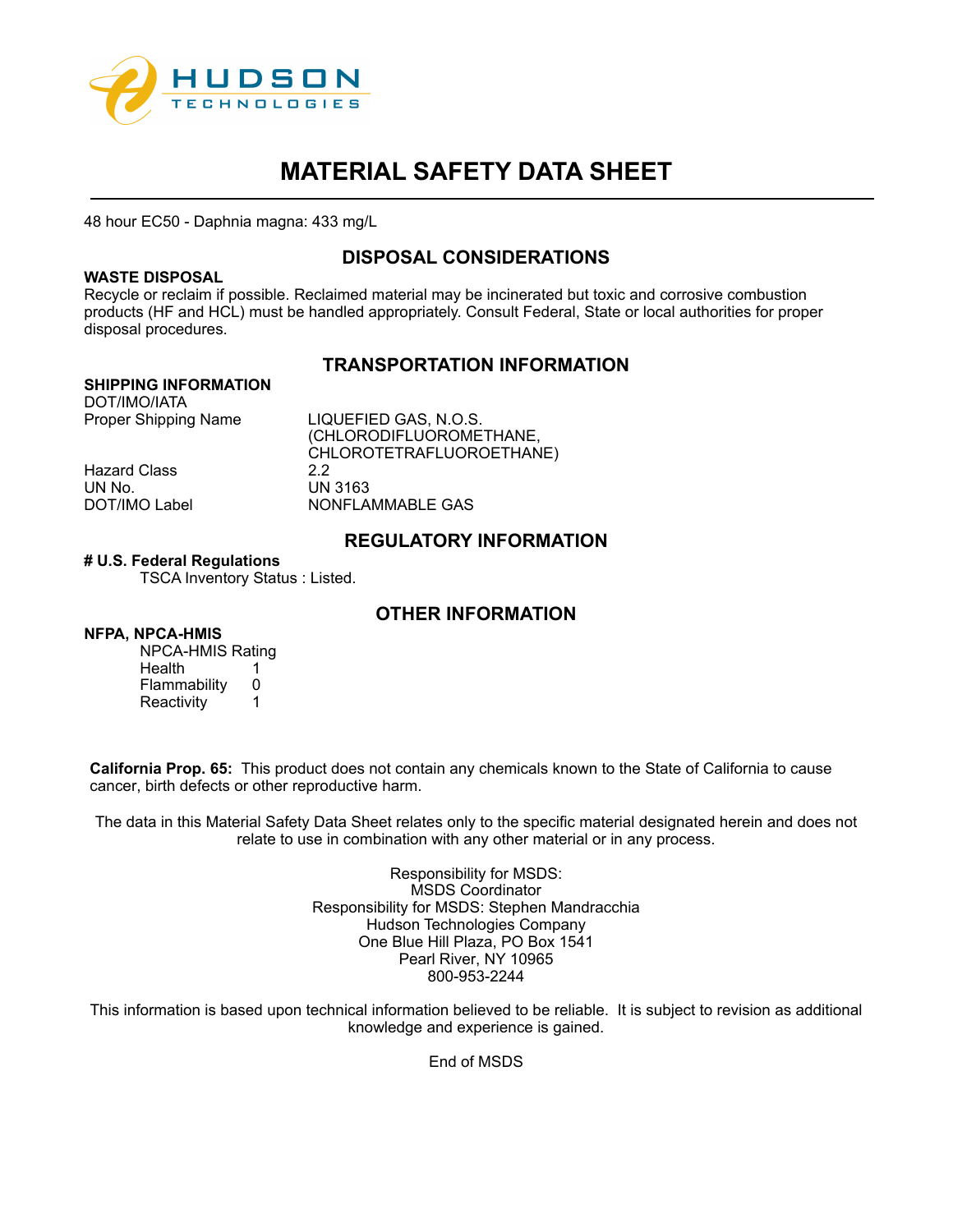48 hour EC50 - Daphnia magna: 433 mg/L

## DISPOSAL CONSIDERATIONS

**WASTE DISPOSAL**

Recycle or reclaim if possible. Reclaimed material may be incinerated but toxic and corrosive combustion products (HF and HCL) must be handled appropriately. Consult Federal, State or local authorities for proper disposal procedures.

## TRANSPORTATION INFORMATION

**SHIPPING INFORMATION**

DOT/IMO/IATA

| | |
|---|---|
| Proper Shipping Name | LIQUEFIED GAS, N.O.S. (CHLORODIFLUOROMETHANE, CHLOROTETRAFLUOROETHANE) |
| Hazard Class | 2.2 |
| UN No. | UN 3163 |
| DOT/IMO Label | NONFLAMMABLE GAS |

## REGULATORY INFORMATION

**# U.S. Federal Regulations**

TSCA Inventory Status : Listed.

## OTHER INFORMATION

**NFPA, NPCA-HMIS**

NPCA-HMIS Rating

| | |
|---|---|
| Health | 1 |
| Flammability | 0 |
| Reactivity | 1 |

**California Prop. 65:** This product does not contain any chemicals known to the State of California to cause cancer, birth defects or other reproductive harm.

The data in this Material Safety Data Sheet relates only to the specific material designated herein and does not relate to use in combination with any other material or in any process.

Responsibility for MSDS:
MSDS Coordinator
Responsibility for MSDS: Stephen Mandracchia
Hudson Technologies Company
One Blue Hill Plaza, PO Box 1541
Pearl River, NY 10965
800-953-2244

This information is based upon technical information believed to be reliable. It is subject to revision as additional knowledge and experience is gained.

End of MSDS